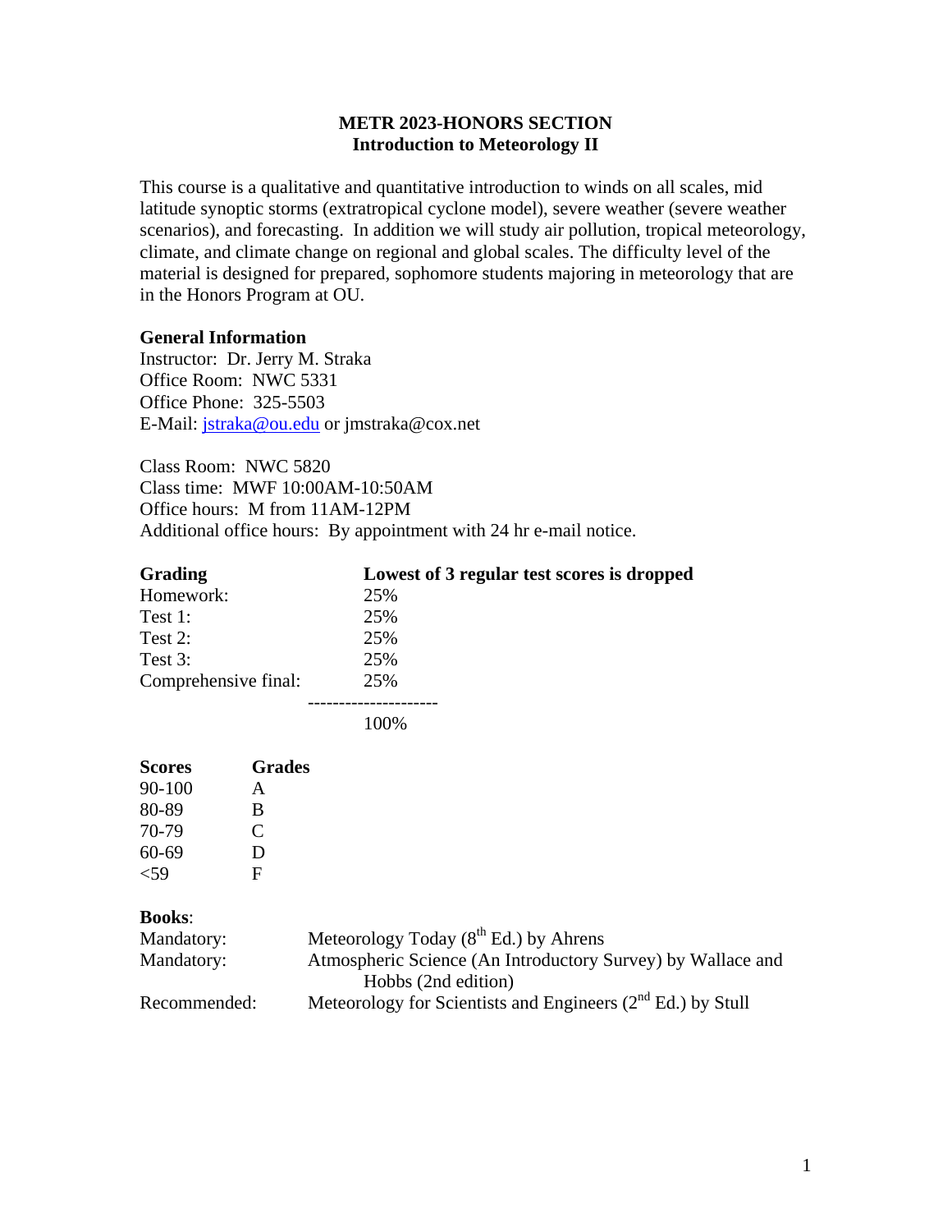# METR 2023-HONORS SECTION
## Introduction to Meteorology II

This course is a qualitative and quantitative introduction to winds on all scales, mid latitude synoptic storms (extratropical cyclone model), severe weather (severe weather scenarios), and forecasting. In addition we will study air pollution, tropical meteorology, climate, and climate change on regional and global scales. The difficulty level of the material is designed for prepared, sophomore students majoring in meteorology that are in the Honors Program at OU.

**General Information**

Instructor: Dr. Jerry M. Straka
Office Room: NWC 5331
Office Phone: 325-5503
E-Mail: jstraka@ou.edu or jmstraka@cox.net

Class Room: NWC 5820
Class time: MWF 10:00AM-10:50AM
Office hours: M from 11AM-12PM
Additional office hours: By appointment with 24 hr e-mail notice.

| **Grading** | **Lowest of 3 regular test scores is dropped** |
| --- | --- |
| Homework: | 25% |
| Test 1: | 25% |
| Test 2: | 25% |
| Test 3: | 25% |
| Comprehensive final: | 25% |
| | 100% |

| **Scores** | **Grades** |
| --- | --- |
| 90-100 | A |
| 80-89 | B |
| 70-79 | C |
| 60-69 | D |
| <59 | F |

**Books**:

| | |
| --- | --- |
| Mandatory: | Meteorology Today (8th Ed.) by Ahrens |
| Mandatory: | Atmospheric Science (An Introductory Survey) by Wallace and Hobbs (2nd edition) |
| Recommended: | Meteorology for Scientists and Engineers (2nd Ed.) by Stull |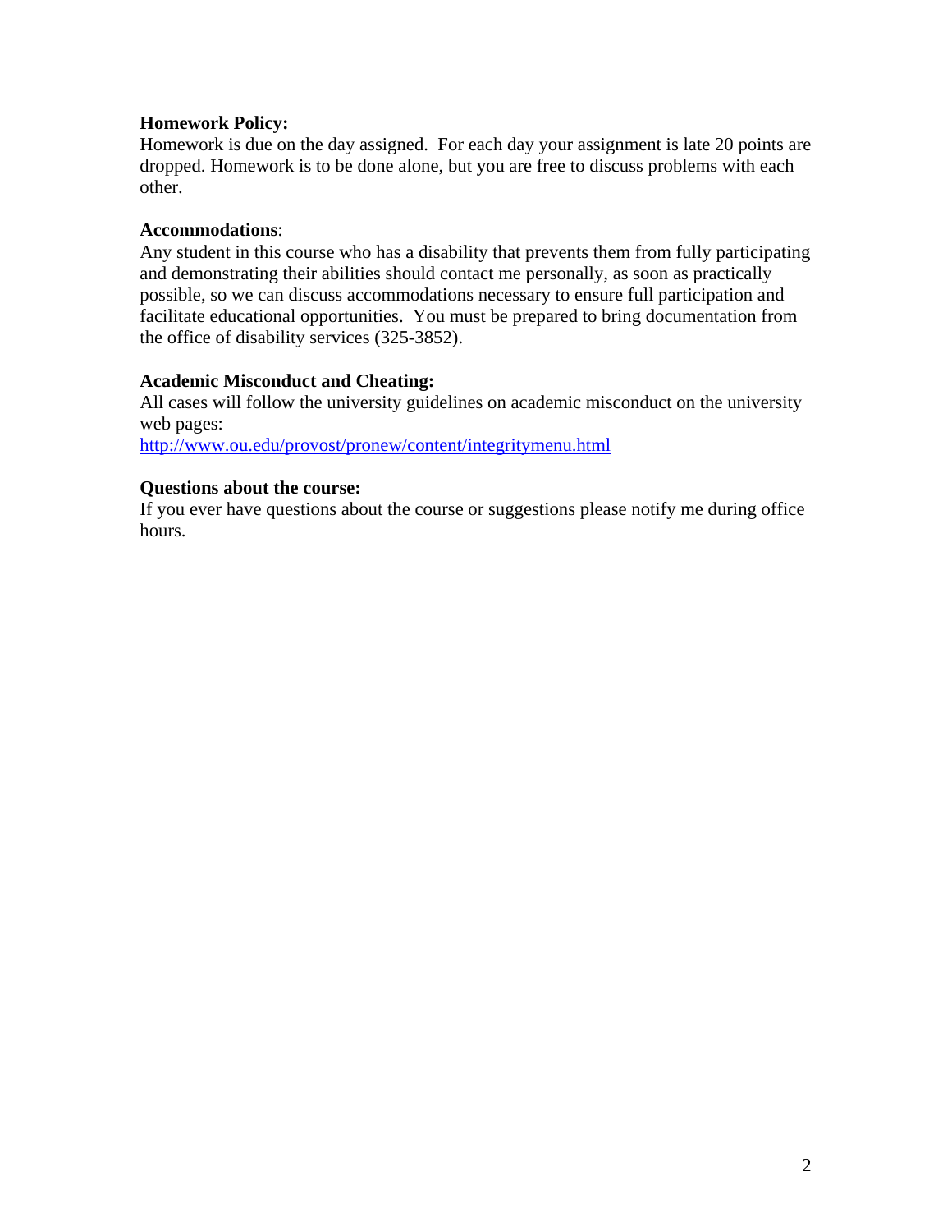**Homework Policy:**
Homework is due on the day assigned. For each day your assignment is late 20 points are dropped. Homework is to be done alone, but you are free to discuss problems with each other.

**Accommodations**:
Any student in this course who has a disability that prevents them from fully participating and demonstrating their abilities should contact me personally, as soon as practically possible, so we can discuss accommodations necessary to ensure full participation and facilitate educational opportunities. You must be prepared to bring documentation from the office of disability services (325-3852).

**Academic Misconduct and Cheating:**
All cases will follow the university guidelines on academic misconduct on the university web pages:
[http://www.ou.edu/provost/pronew/content/integritymenu.html](http://www.ou.edu/provost/pronew/content/integritymenu.html)

**Questions about the course:**
If you ever have questions about the course or suggestions please notify me during office hours.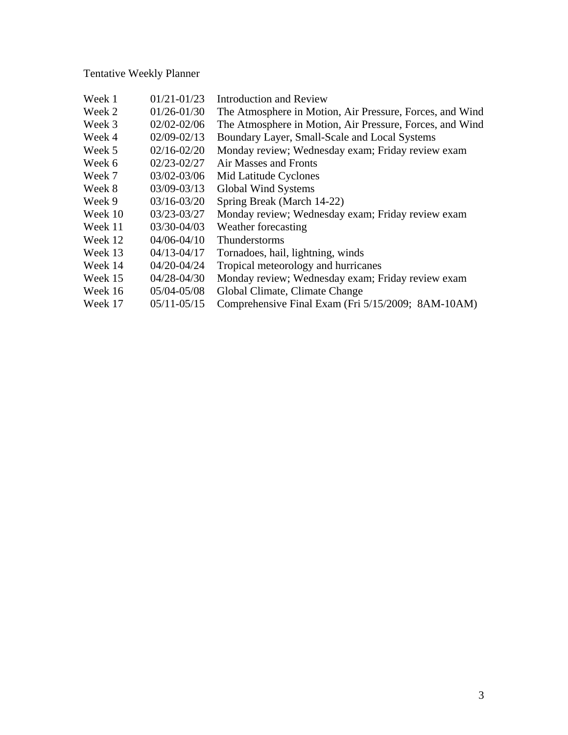Tentative Weekly Planner

| | | |
|---|---|---|
| Week 1 | 01/21-01/23 | Introduction and Review |
| Week 2 | 01/26-01/30 | The Atmosphere in Motion, Air Pressure, Forces, and Wind |
| Week 3 | 02/02-02/06 | The Atmosphere in Motion, Air Pressure, Forces, and Wind |
| Week 4 | 02/09-02/13 | Boundary Layer, Small-Scale and Local Systems |
| Week 5 | 02/16-02/20 | Monday review; Wednesday exam; Friday review exam |
| Week 6 | 02/23-02/27 | Air Masses and Fronts |
| Week 7 | 03/02-03/06 | Mid Latitude Cyclones |
| Week 8 | 03/09-03/13 | Global Wind Systems |
| Week 9 | 03/16-03/20 | Spring Break (March 14-22) |
| Week 10 | 03/23-03/27 | Monday review; Wednesday exam; Friday review exam |
| Week 11 | 03/30-04/03 | Weather forecasting |
| Week 12 | 04/06-04/10 | Thunderstorms |
| Week 13 | 04/13-04/17 | Tornadoes, hail, lightning, winds |
| Week 14 | 04/20-04/24 | Tropical meteorology and hurricanes |
| Week 15 | 04/28-04/30 | Monday review; Wednesday exam; Friday review exam |
| Week 16 | 05/04-05/08 | Global Climate, Climate Change |
| Week 17 | 05/11-05/15 | Comprehensive Final Exam (Fri 5/15/2009; 8AM-10AM) |